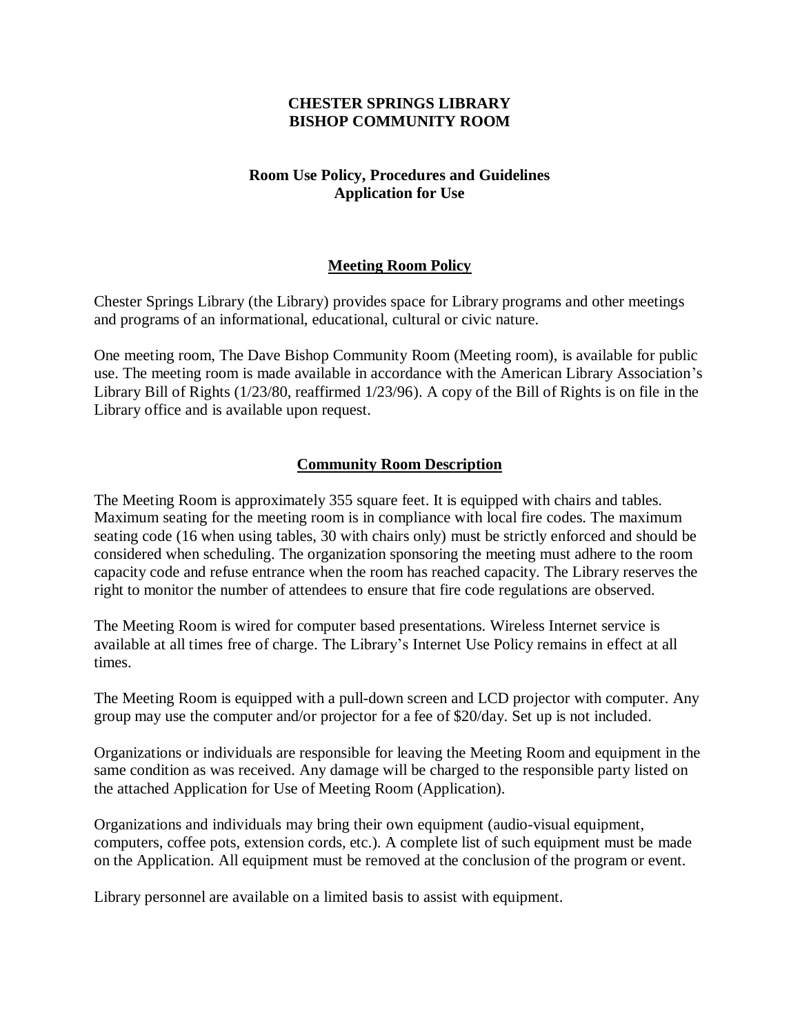# CHESTER SPRINGS LIBRARY
# BISHOP COMMUNITY ROOM

## Room Use Policy, Procedures and Guidelines
## Application for Use

### Meeting Room Policy

Chester Springs Library (the Library) provides space for Library programs and other meetings and programs of an informational, educational, cultural or civic nature.

One meeting room, The Dave Bishop Community Room (Meeting room), is available for public use. The meeting room is made available in accordance with the American Library Association's Library Bill of Rights (1/23/80, reaffirmed 1/23/96). A copy of the Bill of Rights is on file in the Library office and is available upon request.

### Community Room Description

The Meeting Room is approximately 355 square feet. It is equipped with chairs and tables. Maximum seating for the meeting room is in compliance with local fire codes. The maximum seating code (16 when using tables, 30 with chairs only) must be strictly enforced and should be considered when scheduling. The organization sponsoring the meeting must adhere to the room capacity code and refuse entrance when the room has reached capacity. The Library reserves the right to monitor the number of attendees to ensure that fire code regulations are observed.

The Meeting Room is wired for computer based presentations. Wireless Internet service is available at all times free of charge. The Library's Internet Use Policy remains in effect at all times.

The Meeting Room is equipped with a pull-down screen and LCD projector with computer. Any group may use the computer and/or projector for a fee of $20/day. Set up is not included.

Organizations or individuals are responsible for leaving the Meeting Room and equipment in the same condition as was received. Any damage will be charged to the responsible party listed on the attached Application for Use of Meeting Room (Application).

Organizations and individuals may bring their own equipment (audio-visual equipment, computers, coffee pots, extension cords, etc.). A complete list of such equipment must be made on the Application. All equipment must be removed at the conclusion of the program or event.

Library personnel are available on a limited basis to assist with equipment.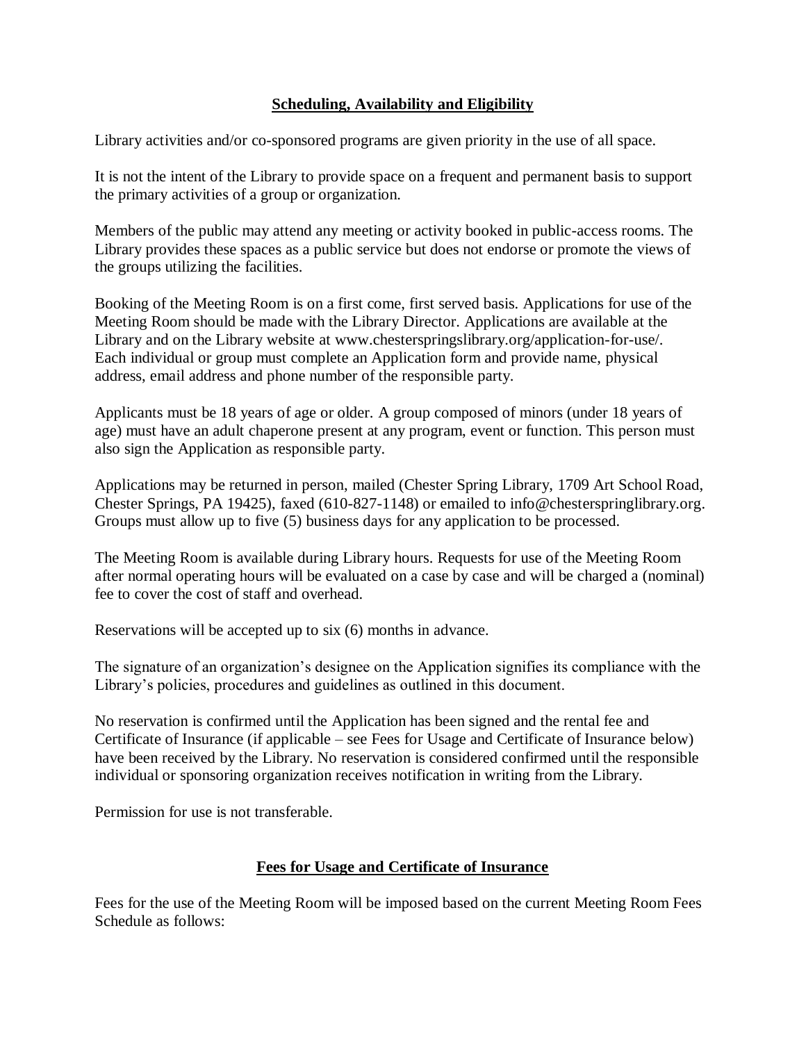## Scheduling, Availability and Eligibility

Library activities and/or co-sponsored programs are given priority in the use of all space.

It is not the intent of the Library to provide space on a frequent and permanent basis to support the primary activities of a group or organization.

Members of the public may attend any meeting or activity booked in public-access rooms. The Library provides these spaces as a public service but does not endorse or promote the views of the groups utilizing the facilities.

Booking of the Meeting Room is on a first come, first served basis. Applications for use of the Meeting Room should be made with the Library Director. Applications are available at the Library and on the Library website at www.chesterspringslibrary.org/application-for-use/. Each individual or group must complete an Application form and provide name, physical address, email address and phone number of the responsible party.

Applicants must be 18 years of age or older. A group composed of minors (under 18 years of age) must have an adult chaperone present at any program, event or function. This person must also sign the Application as responsible party.

Applications may be returned in person, mailed (Chester Spring Library, 1709 Art School Road, Chester Springs, PA 19425), faxed (610-827-1148) or emailed to info@chesterspringlibrary.org. Groups must allow up to five (5) business days for any application to be processed.

The Meeting Room is available during Library hours. Requests for use of the Meeting Room after normal operating hours will be evaluated on a case by case and will be charged a (nominal) fee to cover the cost of staff and overhead.

Reservations will be accepted up to six (6) months in advance.

The signature of an organization's designee on the Application signifies its compliance with the Library's policies, procedures and guidelines as outlined in this document.

No reservation is confirmed until the Application has been signed and the rental fee and Certificate of Insurance (if applicable – see Fees for Usage and Certificate of Insurance below) have been received by the Library. No reservation is considered confirmed until the responsible individual or sponsoring organization receives notification in writing from the Library.

Permission for use is not transferable.

## Fees for Usage and Certificate of Insurance

Fees for the use of the Meeting Room will be imposed based on the current Meeting Room Fees Schedule as follows: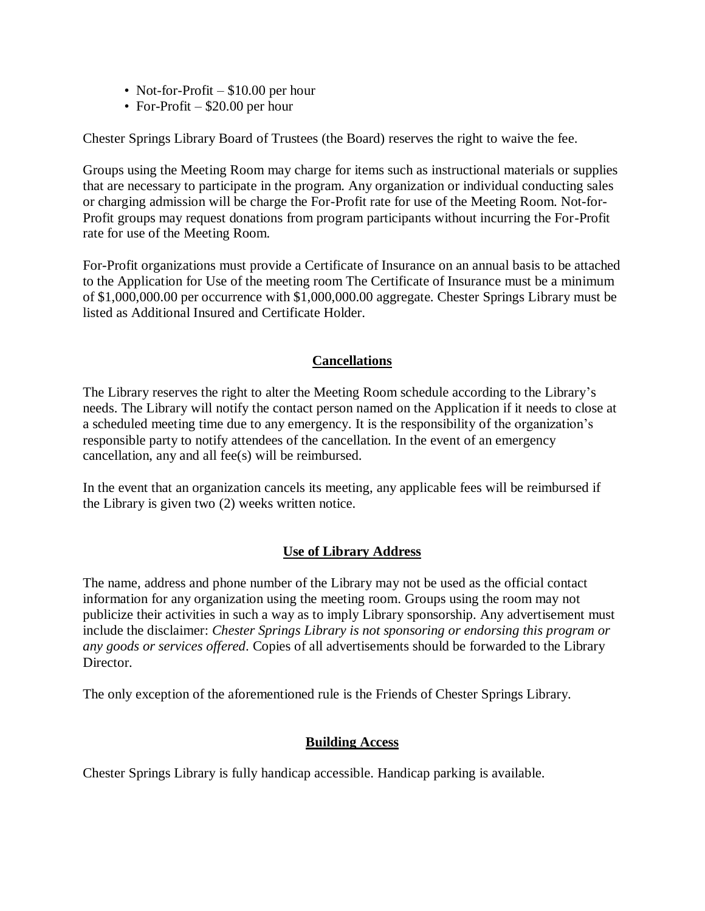- Not-for-Profit – $10.00 per hour
- For-Profit – $20.00 per hour

Chester Springs Library Board of Trustees (the Board) reserves the right to waive the fee.

Groups using the Meeting Room may charge for items such as instructional materials or supplies that are necessary to participate in the program. Any organization or individual conducting sales or charging admission will be charge the For-Profit rate for use of the Meeting Room. Not-for-Profit groups may request donations from program participants without incurring the For-Profit rate for use of the Meeting Room.

For-Profit organizations must provide a Certificate of Insurance on an annual basis to be attached to the Application for Use of the meeting room The Certificate of Insurance must be a minimum of $1,000,000.00 per occurrence with $1,000,000.00 aggregate. Chester Springs Library must be listed as Additional Insured and Certificate Holder.

## Cancellations

The Library reserves the right to alter the Meeting Room schedule according to the Library's needs. The Library will notify the contact person named on the Application if it needs to close at a scheduled meeting time due to any emergency. It is the responsibility of the organization's responsible party to notify attendees of the cancellation. In the event of an emergency cancellation, any and all fee(s) will be reimbursed.

In the event that an organization cancels its meeting, any applicable fees will be reimbursed if the Library is given two (2) weeks written notice.

## Use of Library Address

The name, address and phone number of the Library may not be used as the official contact information for any organization using the meeting room. Groups using the room may not publicize their activities in such a way as to imply Library sponsorship. Any advertisement must include the disclaimer: *Chester Springs Library is not sponsoring or endorsing this program or any goods or services offered*. Copies of all advertisements should be forwarded to the Library Director.

The only exception of the aforementioned rule is the Friends of Chester Springs Library.

## Building Access

Chester Springs Library is fully handicap accessible. Handicap parking is available.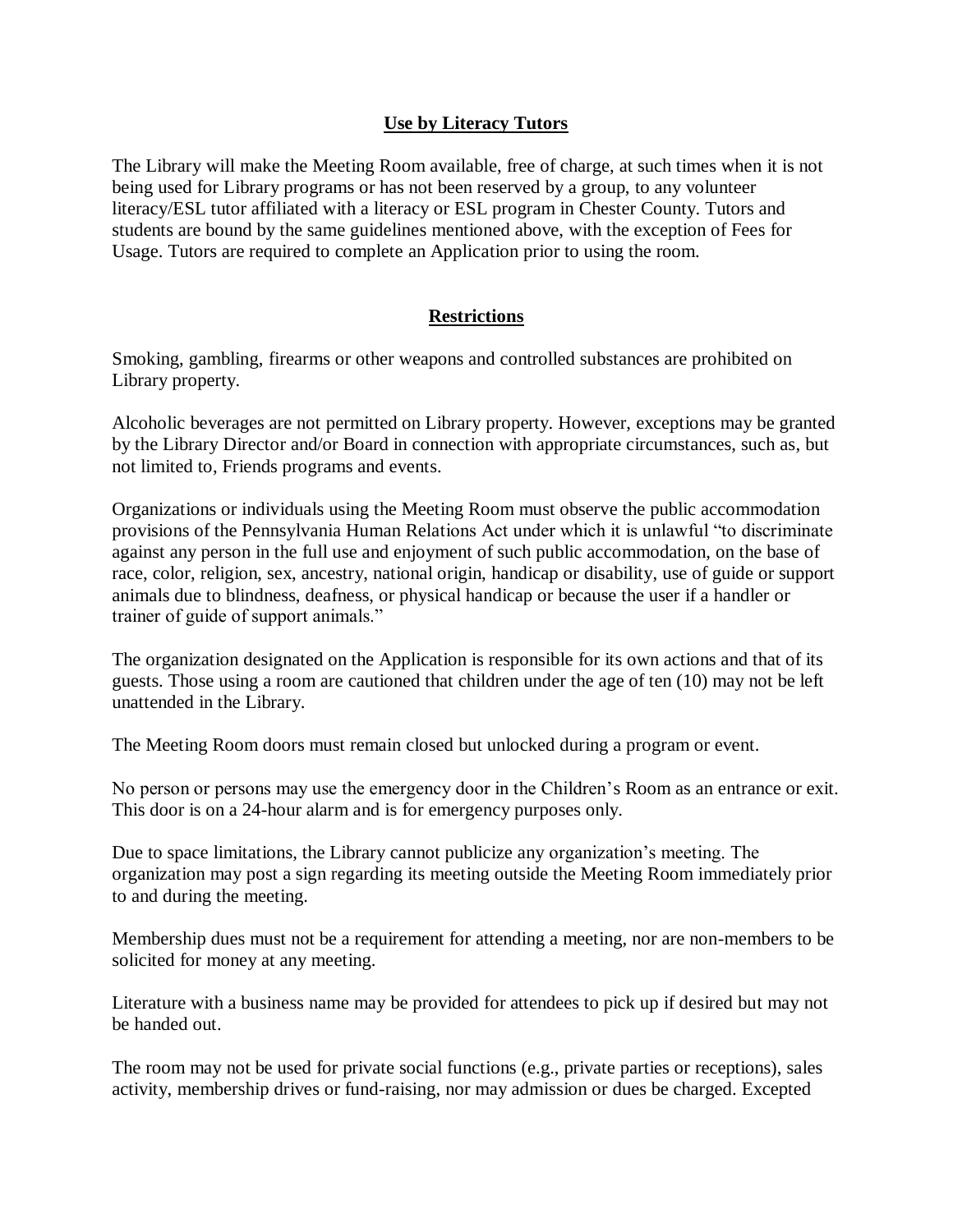## Use by Literacy Tutors

The Library will make the Meeting Room available, free of charge, at such times when it is not being used for Library programs or has not been reserved by a group, to any volunteer literacy/ESL tutor affiliated with a literacy or ESL program in Chester County. Tutors and students are bound by the same guidelines mentioned above, with the exception of Fees for Usage. Tutors are required to complete an Application prior to using the room.

## Restrictions

Smoking, gambling, firearms or other weapons and controlled substances are prohibited on Library property.

Alcoholic beverages are not permitted on Library property. However, exceptions may be granted by the Library Director and/or Board in connection with appropriate circumstances, such as, but not limited to, Friends programs and events.

Organizations or individuals using the Meeting Room must observe the public accommodation provisions of the Pennsylvania Human Relations Act under which it is unlawful "to discriminate against any person in the full use and enjoyment of such public accommodation, on the base of race, color, religion, sex, ancestry, national origin, handicap or disability, use of guide or support animals due to blindness, deafness, or physical handicap or because the user if a handler or trainer of guide of support animals."

The organization designated on the Application is responsible for its own actions and that of its guests. Those using a room are cautioned that children under the age of ten (10) may not be left unattended in the Library.

The Meeting Room doors must remain closed but unlocked during a program or event.

No person or persons may use the emergency door in the Children's Room as an entrance or exit. This door is on a 24-hour alarm and is for emergency purposes only.

Due to space limitations, the Library cannot publicize any organization's meeting. The organization may post a sign regarding its meeting outside the Meeting Room immediately prior to and during the meeting.

Membership dues must not be a requirement for attending a meeting, nor are non-members to be solicited for money at any meeting.

Literature with a business name may be provided for attendees to pick up if desired but may not be handed out.

The room may not be used for private social functions (e.g., private parties or receptions), sales activity, membership drives or fund-raising, nor may admission or dues be charged. Excepted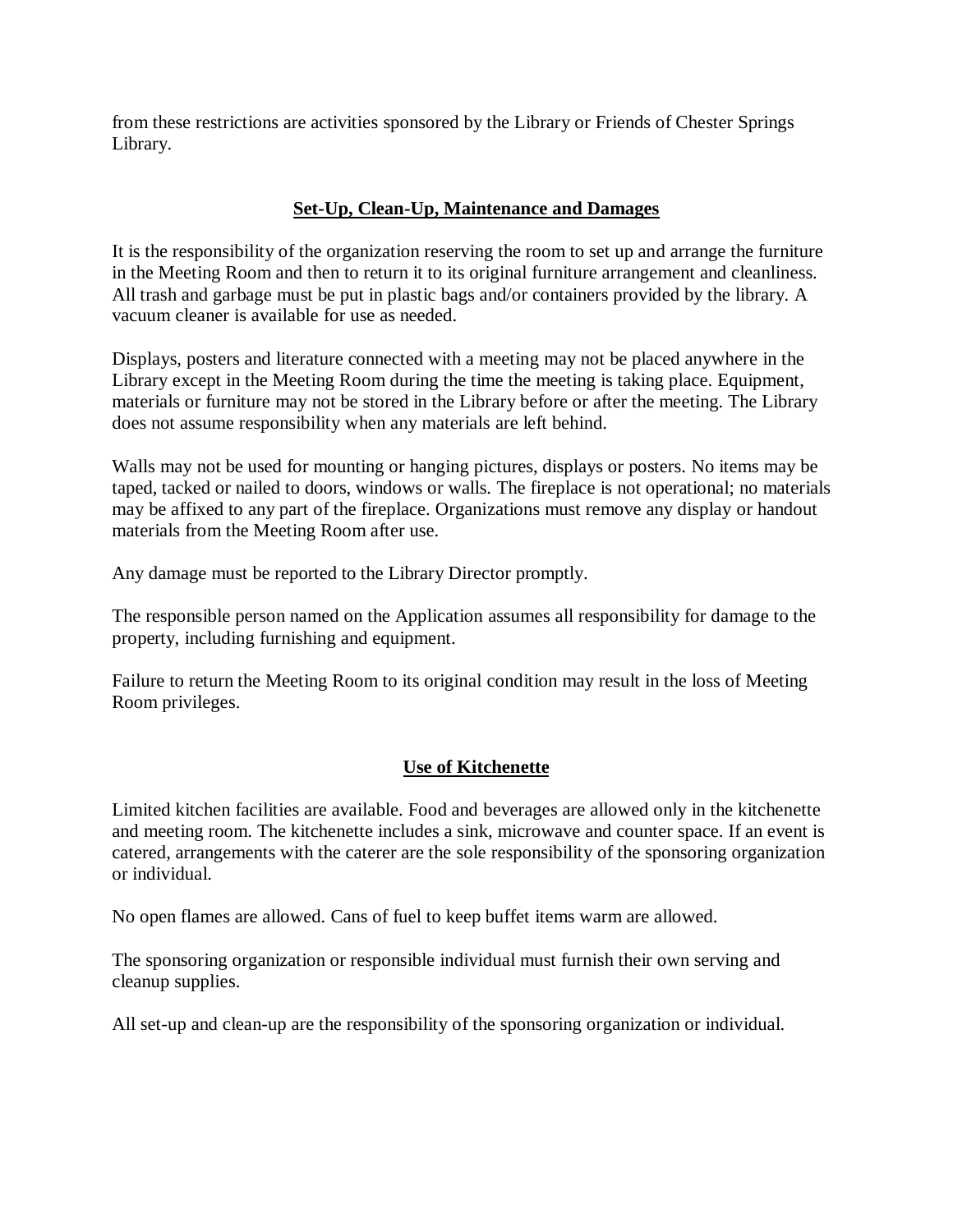from these restrictions are activities sponsored by the Library or Friends of Chester Springs Library.

## Set-Up, Clean-Up, Maintenance and Damages

It is the responsibility of the organization reserving the room to set up and arrange the furniture in the Meeting Room and then to return it to its original furniture arrangement and cleanliness. All trash and garbage must be put in plastic bags and/or containers provided by the library. A vacuum cleaner is available for use as needed.

Displays, posters and literature connected with a meeting may not be placed anywhere in the Library except in the Meeting Room during the time the meeting is taking place. Equipment, materials or furniture may not be stored in the Library before or after the meeting. The Library does not assume responsibility when any materials are left behind.

Walls may not be used for mounting or hanging pictures, displays or posters. No items may be taped, tacked or nailed to doors, windows or walls. The fireplace is not operational; no materials may be affixed to any part of the fireplace. Organizations must remove any display or handout materials from the Meeting Room after use.

Any damage must be reported to the Library Director promptly.

The responsible person named on the Application assumes all responsibility for damage to the property, including furnishing and equipment.

Failure to return the Meeting Room to its original condition may result in the loss of Meeting Room privileges.

## Use of Kitchenette

Limited kitchen facilities are available. Food and beverages are allowed only in the kitchenette and meeting room. The kitchenette includes a sink, microwave and counter space. If an event is catered, arrangements with the caterer are the sole responsibility of the sponsoring organization or individual.

No open flames are allowed. Cans of fuel to keep buffet items warm are allowed.

The sponsoring organization or responsible individual must furnish their own serving and cleanup supplies.

All set-up and clean-up are the responsibility of the sponsoring organization or individual.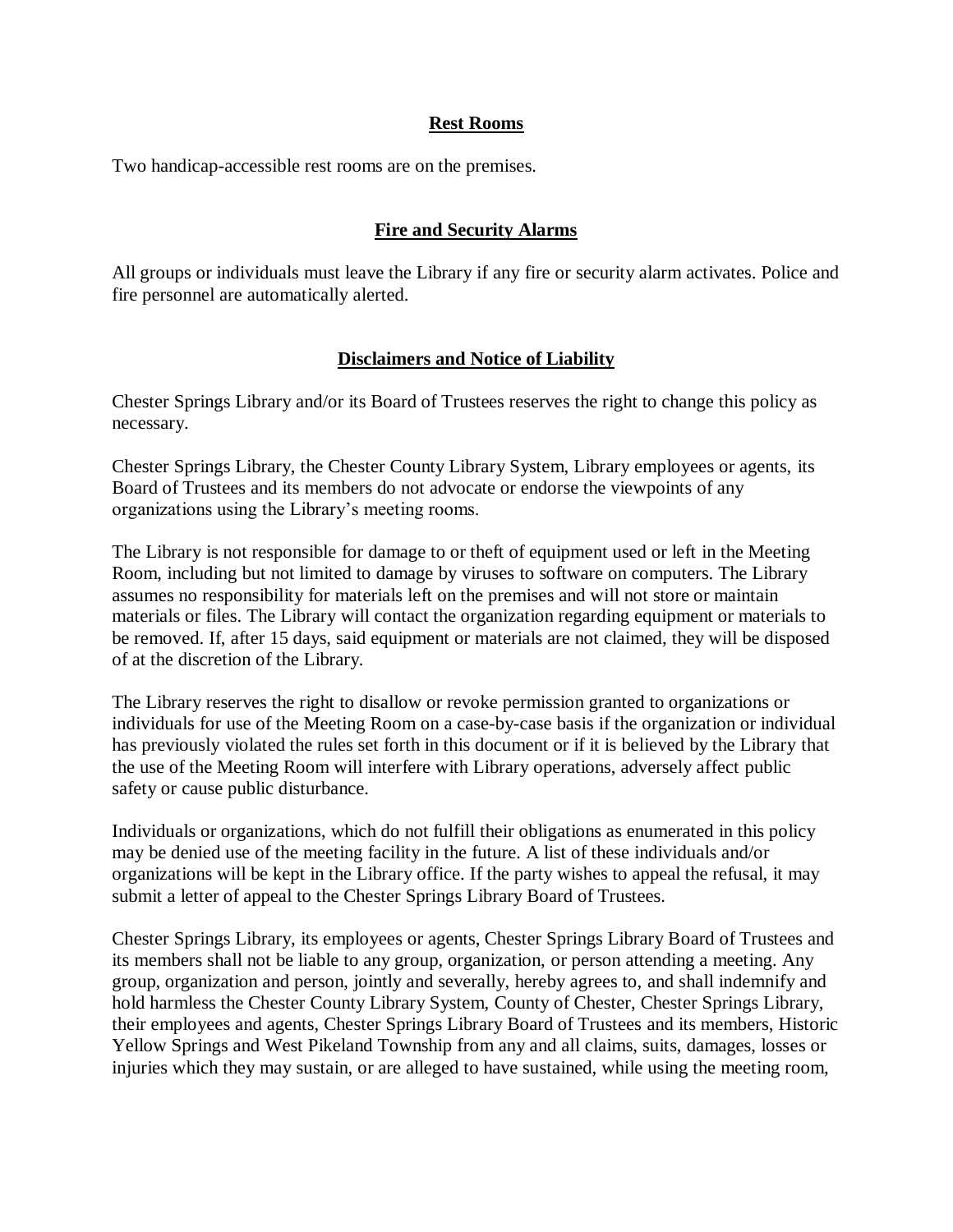## Rest Rooms

Two handicap-accessible rest rooms are on the premises.

## Fire and Security Alarms

All groups or individuals must leave the Library if any fire or security alarm activates. Police and fire personnel are automatically alerted.

## Disclaimers and Notice of Liability

Chester Springs Library and/or its Board of Trustees reserves the right to change this policy as necessary.

Chester Springs Library, the Chester County Library System, Library employees or agents, its Board of Trustees and its members do not advocate or endorse the viewpoints of any organizations using the Library's meeting rooms.

The Library is not responsible for damage to or theft of equipment used or left in the Meeting Room, including but not limited to damage by viruses to software on computers. The Library assumes no responsibility for materials left on the premises and will not store or maintain materials or files. The Library will contact the organization regarding equipment or materials to be removed. If, after 15 days, said equipment or materials are not claimed, they will be disposed of at the discretion of the Library.

The Library reserves the right to disallow or revoke permission granted to organizations or individuals for use of the Meeting Room on a case-by-case basis if the organization or individual has previously violated the rules set forth in this document or if it is believed by the Library that the use of the Meeting Room will interfere with Library operations, adversely affect public safety or cause public disturbance.

Individuals or organizations, which do not fulfill their obligations as enumerated in this policy may be denied use of the meeting facility in the future. A list of these individuals and/or organizations will be kept in the Library office. If the party wishes to appeal the refusal, it may submit a letter of appeal to the Chester Springs Library Board of Trustees.

Chester Springs Library, its employees or agents, Chester Springs Library Board of Trustees and its members shall not be liable to any group, organization, or person attending a meeting. Any group, organization and person, jointly and severally, hereby agrees to, and shall indemnify and hold harmless the Chester County Library System, County of Chester, Chester Springs Library, their employees and agents, Chester Springs Library Board of Trustees and its members, Historic Yellow Springs and West Pikeland Township from any and all claims, suits, damages, losses or injuries which they may sustain, or are alleged to have sustained, while using the meeting room,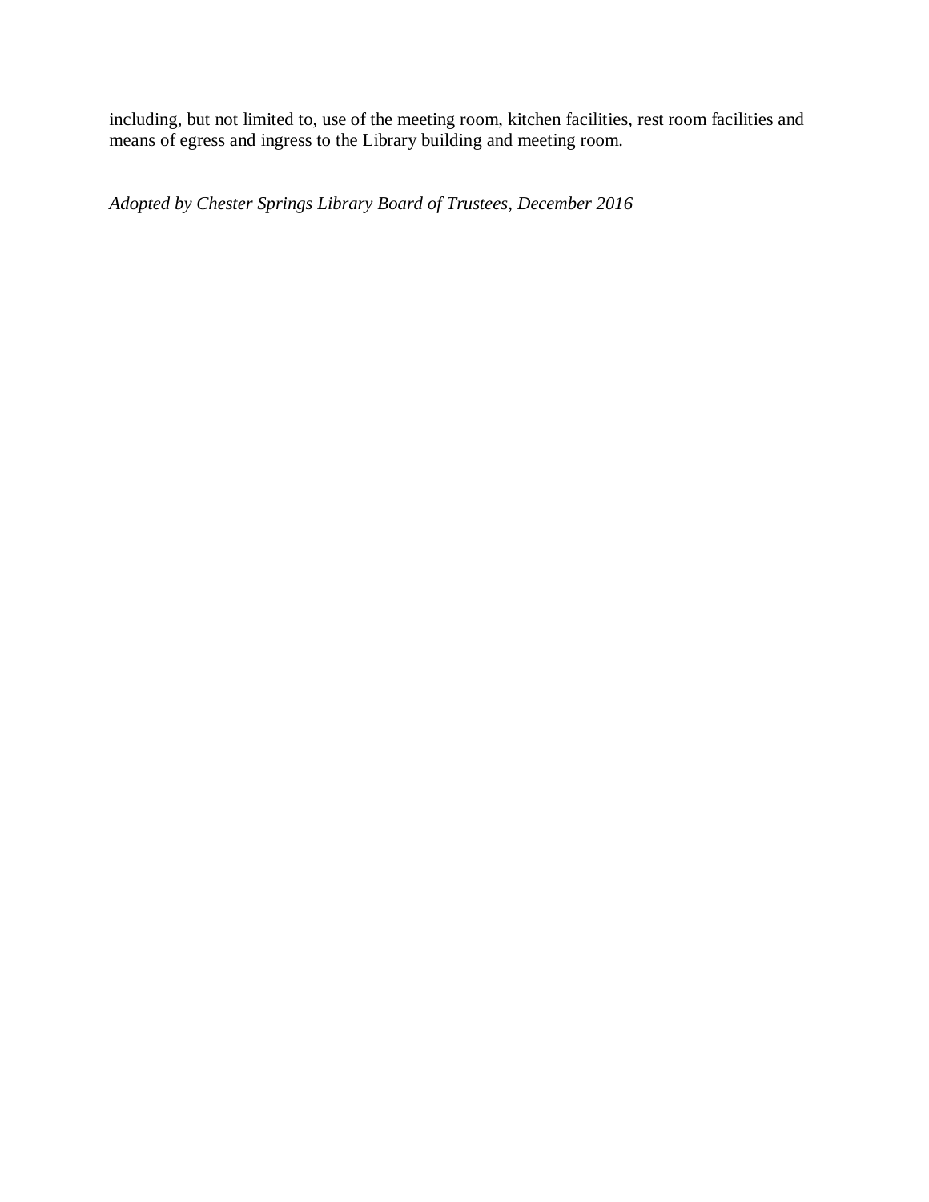including, but not limited to, use of the meeting room, kitchen facilities, rest room facilities and means of egress and ingress to the Library building and meeting room.

*Adopted by Chester Springs Library Board of Trustees, December 2016*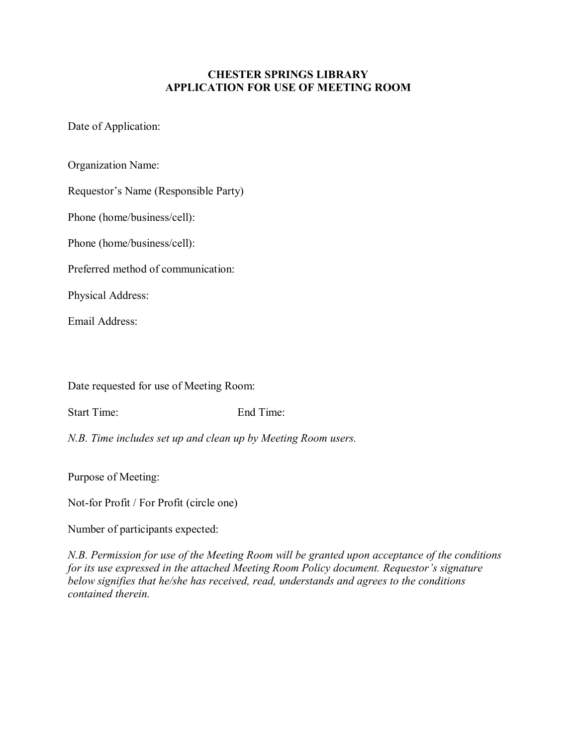# CHESTER SPRINGS LIBRARY
## APPLICATION FOR USE OF MEETING ROOM

Date of Application:

Organization Name:

Requestor's Name (Responsible Party)

Phone (home/business/cell):

Phone (home/business/cell):

Preferred method of communication:

Physical Address:

Email Address:

Date requested for use of Meeting Room:

Start Time: End Time:

*N.B. Time includes set up and clean up by Meeting Room users.*

Purpose of Meeting:

Not-for Profit / For Profit (circle one)

Number of participants expected:

*N.B. Permission for use of the Meeting Room will be granted upon acceptance of the conditions for its use expressed in the attached Meeting Room Policy document. Requestor's signature below signifies that he/she has received, read, understands and agrees to the conditions contained therein.*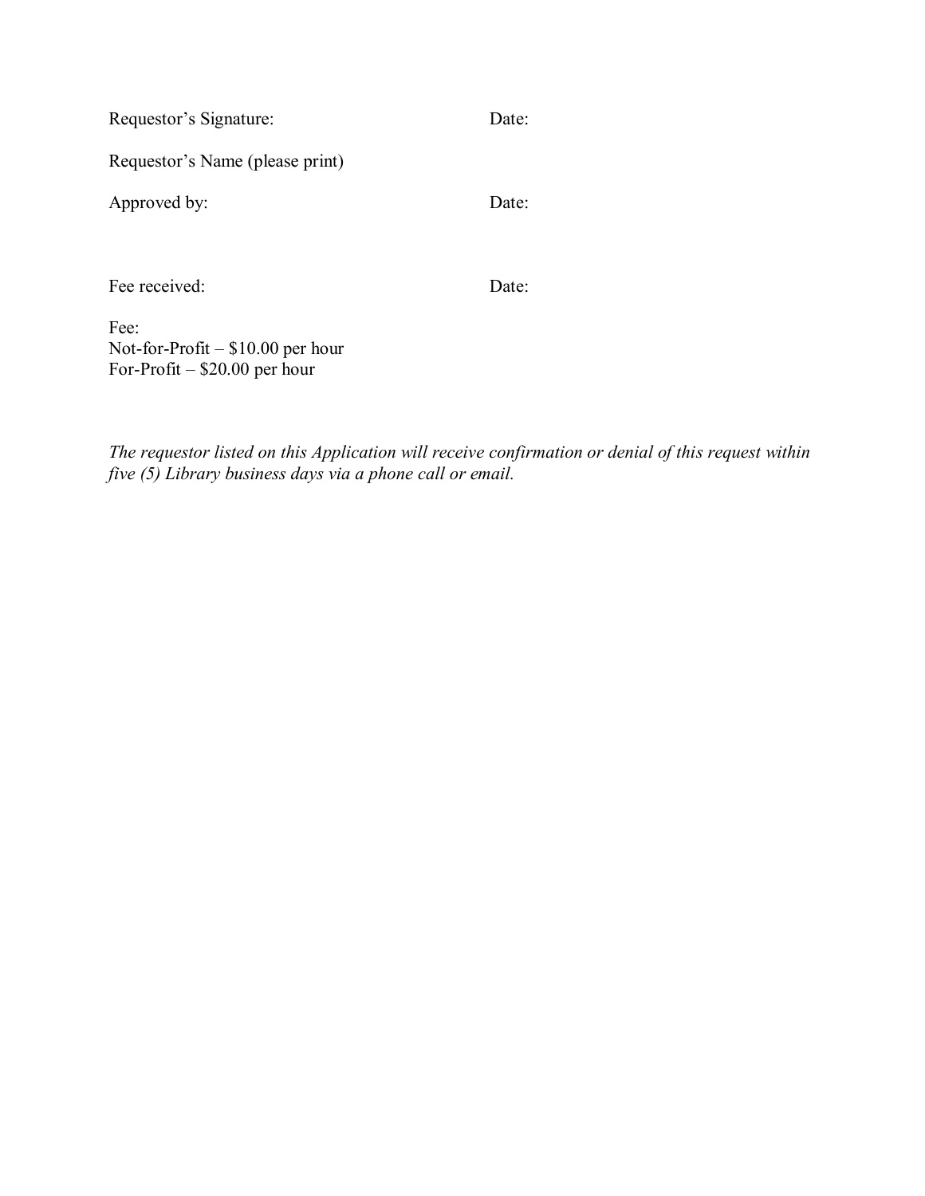Requestor's Signature: Date:

Requestor's Name (please print)

Approved by: Date:

Fee received: Date:

Fee:
Not-for-Profit – $10.00 per hour
For-Profit – $20.00 per hour

*The requestor listed on this Application will receive confirmation or denial of this request within five (5) Library business days via a phone call or email.*